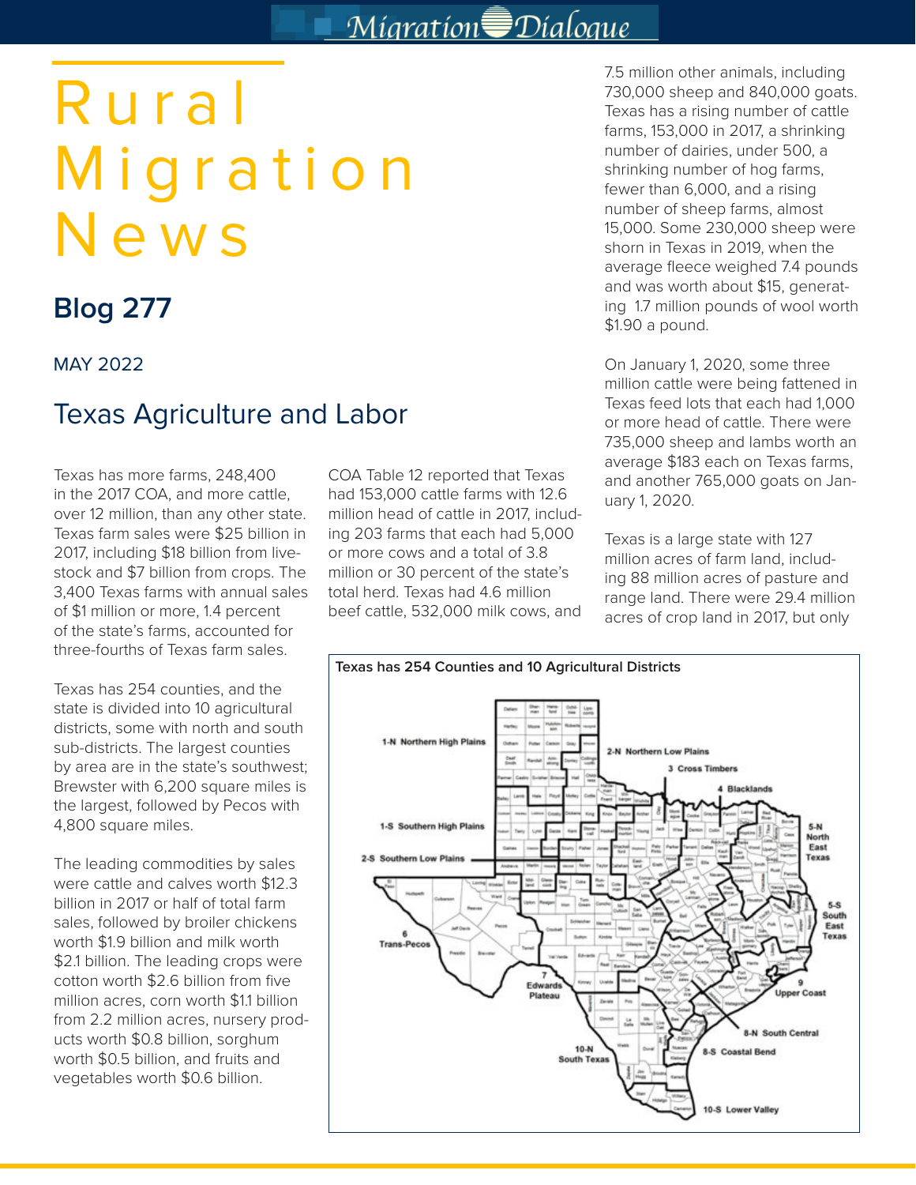# Rural Migration News

## Blog 277

MAY 2022

## Texas Agriculture and Labor

Texas has more farms, 248,400 in the 2017 COA, and more cattle, over 12 million, than any other state. Texas farm sales were $25 billion in 2017, including $18 billion from livestock and $7 billion from crops. The 3,400 Texas farms with annual sales of $1 million or more, 1.4 percent of the state's farms, accounted for three-fourths of Texas farm sales.

Texas has 254 counties, and the state is divided into 10 agricultural districts, some with north and south sub-districts. The largest counties by area are in the state's southwest; Brewster with 6,200 square miles is the largest, followed by Pecos with 4,800 square miles.

The leading commodities by sales were cattle and calves worth $12.3 billion in 2017 or half of total farm sales, followed by broiler chickens worth $1.9 billion and milk worth $2.1 billion. The leading crops were cotton worth $2.6 billion from five million acres, corn worth $1.1 billion from 2.2 million acres, nursery products worth $0.8 billion, sorghum worth $0.5 billion, and fruits and vegetables worth $0.6 billion.

COA Table 12 reported that Texas had 153,000 cattle farms with 12.6 million head of cattle in 2017, including 203 farms that each had 5,000 or more cows and a total of 3.8 million or 30 percent of the state's total herd. Texas had 4.6 million beef cattle, 532,000 milk cows, and 7.5 million other animals, including 730,000 sheep and 840,000 goats. Texas has a rising number of cattle farms, 153,000 in 2017, a shrinking number of dairies, under 500, a shrinking number of hog farms, fewer than 6,000, and a rising number of sheep farms, almost 15,000. Some 230,000 sheep were shorn in Texas in 2019, when the average fleece weighed 7.4 pounds and was worth about $15, generating 1.7 million pounds of wool worth $1.90 a pound.

On January 1, 2020, some three million cattle were being fattened in Texas feed lots that each had 1,000 or more head of cattle. There were 735,000 sheep and lambs worth an average $183 each on Texas farms, and another 765,000 goats on January 1, 2020.

Texas is a large state with 127 million acres of farm land, including 88 million acres of pasture and range land. There were 29.4 million acres of crop land in 2017, but only

**Texas has 254 Counties and 10 Agricultural Districts**

1-N Northern High Plains; 2-N Northern Low Plains; 3 Cross Timbers; 4 Blacklands; 5-N North East Texas; 1-S Southern High Plains; 2-S Southern Low Plains; 5-S South East Texas; 6 Trans-Pecos; 7 Edwards Plateau; 9 Upper Coast; 8-N South Central; 8-S Coastal Bend; 10-N South Texas; 10-S Lower Valley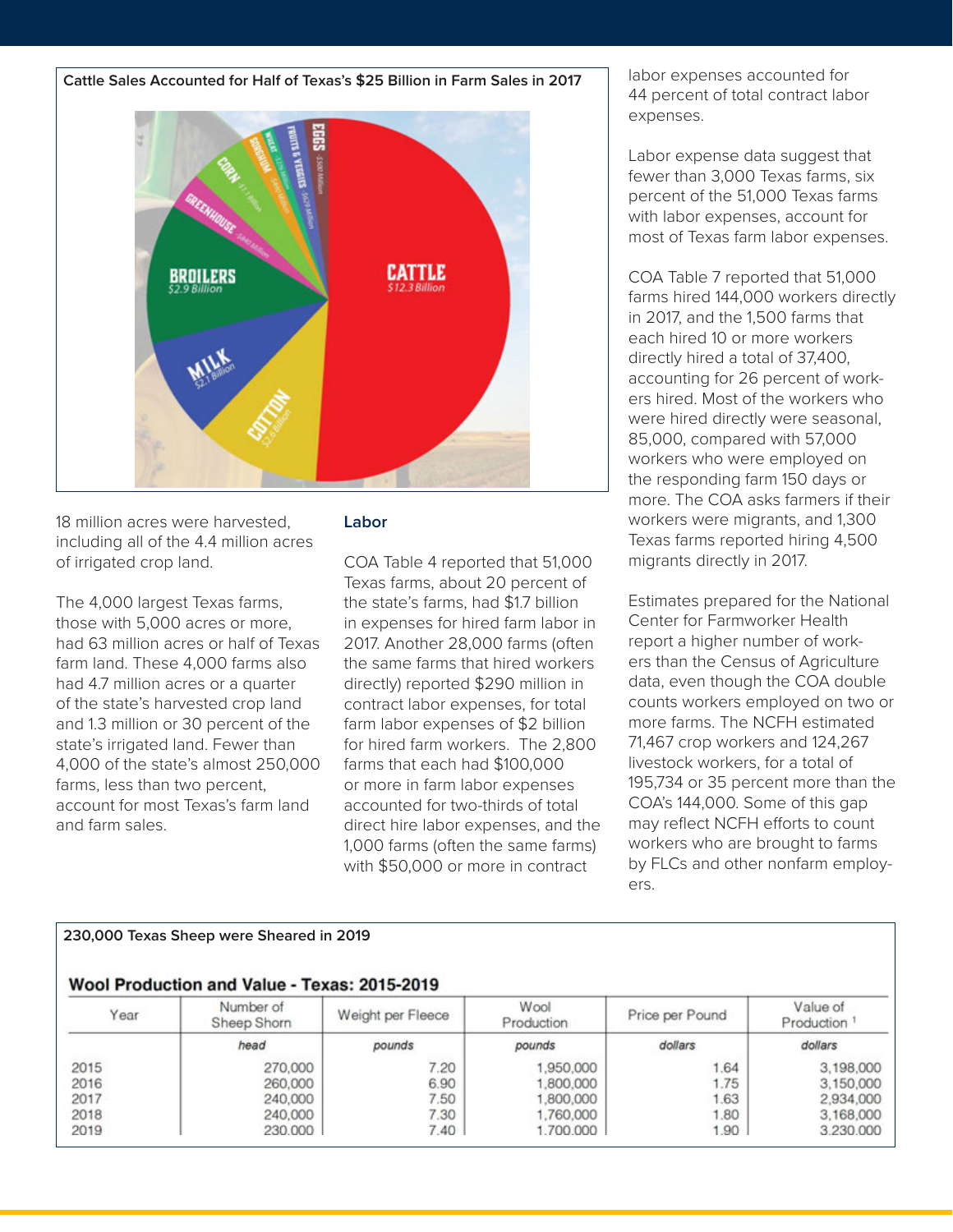**Cattle Sales Accounted for Half of Texas's $25 Billion in Farm Sales in 2017**

18 million acres were harvested, including all of the 4.4 million acres of irrigated crop land.

The 4,000 largest Texas farms, those with 5,000 acres or more, had 63 million acres or half of Texas farm land. These 4,000 farms also had 4.7 million acres or a quarter of the state's harvested crop land and 1.3 million or 30 percent of the state's irrigated land. Fewer than 4,000 of the state's almost 250,000 farms, less than two percent, account for most Texas's farm land and farm sales.

## Labor

COA Table 4 reported that 51,000 Texas farms, about 20 percent of the state's farms, had $1.7 billion in expenses for hired farm labor in 2017. Another 28,000 farms (often the same farms that hired workers directly) reported $290 million in contract labor expenses, for total farm labor expenses of $2 billion for hired farm workers. The 2,800 farms that each had $100,000 or more in farm labor expenses accounted for two-thirds of total direct hire labor expenses, and the 1,000 farms (often the same farms) with $50,000 or more in contract labor expenses accounted for 44 percent of total contract labor expenses.

Labor expense data suggest that fewer than 3,000 Texas farms, six percent of the 51,000 Texas farms with labor expenses, account for most of Texas farm labor expenses.

COA Table 7 reported that 51,000 farms hired 144,000 workers directly in 2017, and the 1,500 farms that each hired 10 or more workers directly hired a total of 37,400, accounting for 26 percent of workers hired. Most of the workers who were hired directly were seasonal, 85,000, compared with 57,000 workers who were employed on the responding farm 150 days or more. The COA asks farmers if their workers were migrants, and 1,300 Texas farms reported hiring 4,500 migrants directly in 2017.

Estimates prepared for the National Center for Farmworker Health report a higher number of workers than the Census of Agriculture data, even though the COA double counts workers employed on two or more farms. The NCFH estimated 71,467 crop workers and 124,267 livestock workers, for a total of 195,734 or 35 percent more than the COA's 144,000. Some of this gap may reflect NCFH efforts to count workers who are brought to farms by FLCs and other nonfarm employers.

**230,000 Texas Sheep were Sheared in 2019**

**Wool Production and Value - Texas: 2015-2019**

| Year | Number of Sheep Shorn | Weight per Fleece | Wool Production | Price per Pound | Value of Production [1] |
|---|---|---|---|---|---|
| | *head* | *pounds* | *pounds* | *dollars* | *dollars* |
| 2015 | 270,000 | 7.20 | 1,950,000 | 1.64 | 3,198,000 |
| 2016 | 260,000 | 6.90 | 1,800,000 | 1.75 | 3,150,000 |
| 2017 | 240,000 | 7.50 | 1,800,000 | 1.63 | 2,934,000 |
| 2018 | 240,000 | 7.30 | 1,760,000 | 1.80 | 3,168,000 |
| 2019 | 230,000 | 7.40 | 1,700,000 | 1.90 | 3,230,000 |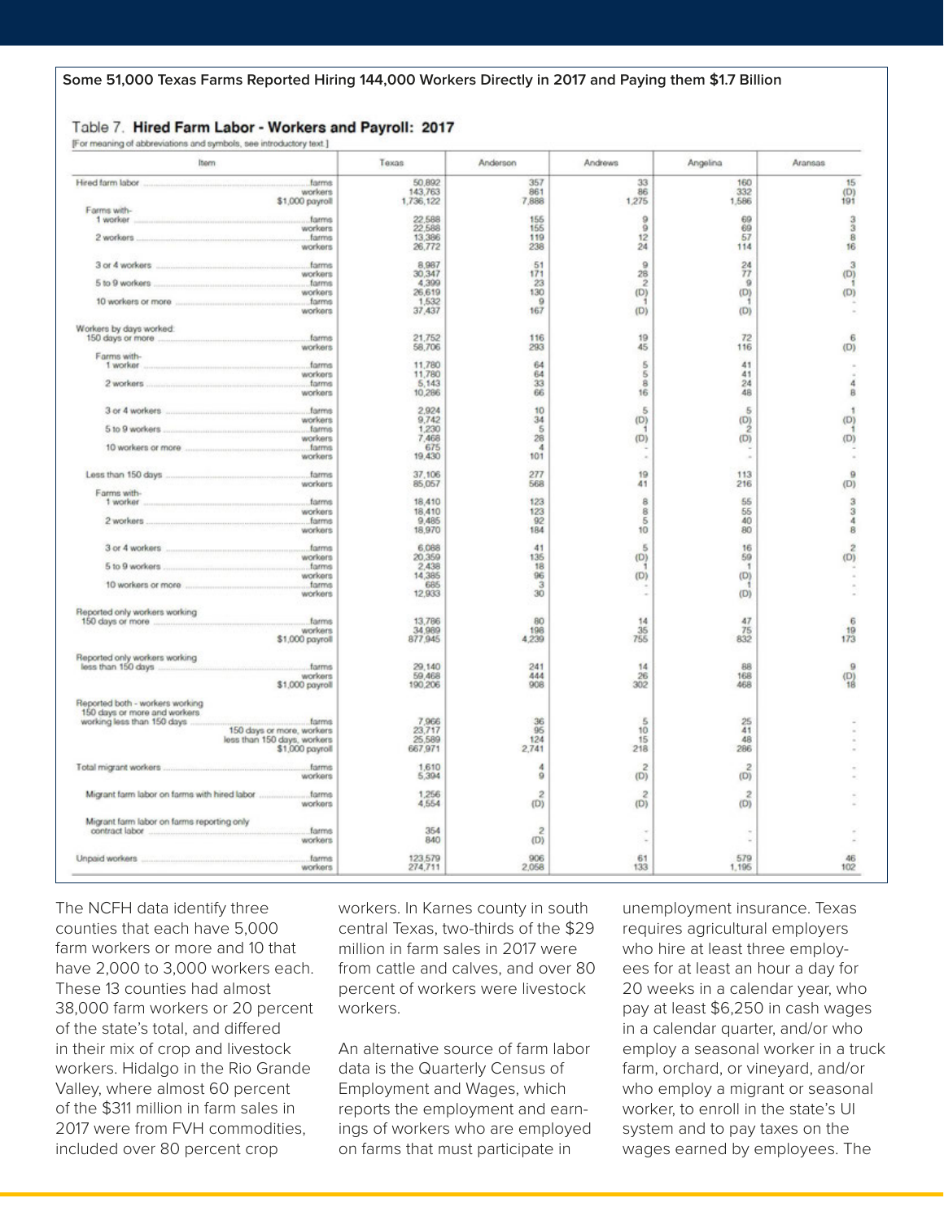**Some 51,000 Texas Farms Reported Hiring 144,000 Workers Directly in 2017 and Paying them $1.7 Billion**

Table 7. **Hired Farm Labor - Workers and Payroll: 2017**

[For meaning of abbreviations and symbols, see introductory text.]

| Item | | Texas | Anderson | Andrews | Angelina | Aransas |
|---|---|---|---|---|---|---|
| Hired farm labor | farms | 50,892 | 357 | 33 | 160 | 15 |
| | workers | 143,763 | 861 | 86 | 332 | (D) |
| | $1,000 payroll | 1,736,122 | 7,888 | 1,275 | 1,586 | 191 |
| Farms with- | | | | | | |
| 1 worker | farms | 22,588 | 155 | 9 | 69 | 3 |
| | workers | 22,588 | 155 | 9 | 69 | 3 |
| 2 workers | farms | 13,386 | 119 | 12 | 57 | 8 |
| | workers | 26,772 | 238 | 24 | 114 | 16 |
| 3 or 4 workers | farms | 8,987 | 51 | 9 | 24 | 3 |
| | workers | 30,347 | 171 | 28 | 77 | (D) |
| 5 to 9 workers | farms | 4,399 | 23 | 2 | 9 | 1 |
| | workers | 26,619 | 130 | (D) | (D) | (D) |
| 10 workers or more | farms | 1,532 | 9 | 1 | 1 | - |
| | workers | 37,437 | 167 | (D) | (D) | - |
| Workers by days worked: | | | | | | |
| 150 days or more | farms | 21,752 | 116 | 19 | 72 | 6 |
| | workers | 58,706 | 293 | 45 | 116 | (D) |
| Farms with- | | | | | | |
| 1 worker | farms | 11,780 | 64 | 5 | 41 | - |
| | workers | 11,780 | 64 | 5 | 41 | - |
| 2 workers | farms | 5,143 | 33 | 8 | 24 | 4 |
| | workers | 10,286 | 66 | 16 | 48 | 8 |
| 3 or 4 workers | farms | 2,924 | 10 | 5 | 5 | 1 |
| | workers | 9,742 | 34 | (D) | (D) | (D) |
| 5 to 9 workers | farms | 1,230 | 5 | 1 | 2 | 1 |
| | workers | 7,468 | 28 | (D) | (D) | (D) |
| 10 workers or more | farms | 675 | 4 | - | - | - |
| | workers | 19,430 | 101 | - | - | - |
| Less than 150 days | farms | 37,106 | 277 | 19 | 113 | 9 |
| | workers | 85,057 | 568 | 41 | 216 | (D) |
| Farms with- | | | | | | |
| 1 worker | farms | 18,410 | 123 | 8 | 55 | 3 |
| | workers | 18,410 | 123 | 8 | 55 | 3 |
| 2 workers | farms | 9,485 | 92 | 5 | 40 | 4 |
| | workers | 18,970 | 184 | 10 | 80 | 8 |
| 3 or 4 workers | farms | 6,088 | 41 | 5 | 16 | 2 |
| | workers | 20,359 | 135 | (D) | 59 | (D) |
| 5 to 9 workers | farms | 2,438 | 18 | 1 | 1 | - |
| | workers | 14,385 | 96 | (D) | (D) | - |
| 10 workers or more | farms | 685 | 3 | - | 1 | - |
| | workers | 12,933 | 30 | - | (D) | - |
| Reported only workers working 150 days or more | farms | 13,786 | 80 | 14 | 47 | 6 |
| | workers | 34,989 | 198 | 35 | 75 | 19 |
| | $1,000 payroll | 877,945 | 4,239 | 755 | 832 | 173 |
| Reported only workers working less than 150 days | farms | 29,140 | 241 | 14 | 88 | 9 |
| | workers | 59,468 | 444 | 26 | 168 | (D) |
| | $1,000 payroll | 190,206 | 908 | 302 | 468 | 18 |
| Reported both - workers working 150 days or more and workers working less than 150 days | farms | 7,966 | 36 | 5 | 25 | - |
| | 150 days or more, workers | 23,717 | 95 | 10 | 41 | - |
| | less than 150 days, workers | 25,589 | 124 | 15 | 48 | - |
| | $1,000 payroll | 667,971 | 2,741 | 218 | 286 | - |
| Total migrant workers | farms | 1,610 | 4 | 2 | 2 | - |
| | workers | 5,394 | 9 | (D) | (D) | - |
| Migrant farm labor on farms with hired labor | farms | 1,256 | 2 | 2 | 2 | - |
| | workers | 4,554 | (D) | (D) | (D) | - |
| Migrant farm labor on farms reporting only contract labor | farms | 354 | 2 | - | - | - |
| | workers | 840 | (D) | - | - | - |
| Unpaid workers | farms | 123,579 | 906 | 61 | 579 | 46 |
| | workers | 274,711 | 2,058 | 133 | 1,195 | 102 |

The NCFH data identify three counties that each have 5,000 farm workers or more and 10 that have 2,000 to 3,000 workers each. These 13 counties had almost 38,000 farm workers or 20 percent of the state's total, and differed in their mix of crop and livestock workers. Hidalgo in the Rio Grande Valley, where almost 60 percent of the $311 million in farm sales in 2017 were from FVH commodities, included over 80 percent crop workers. In Karnes county in south central Texas, two-thirds of the $29 million in farm sales in 2017 were from cattle and calves, and over 80 percent of workers were livestock workers.

An alternative source of farm labor data is the Quarterly Census of Employment and Wages, which reports the employment and earnings of workers who are employed on farms that must participate in unemployment insurance. Texas requires agricultural employers who hire at least three employees for at least an hour a day for 20 weeks in a calendar year, who pay at least $6,250 in cash wages in a calendar quarter, and/or who employ a seasonal worker in a truck farm, orchard, or vineyard, and/or who employ a migrant or seasonal worker, to enroll in the state's UI system and to pay taxes on the wages earned by employees. The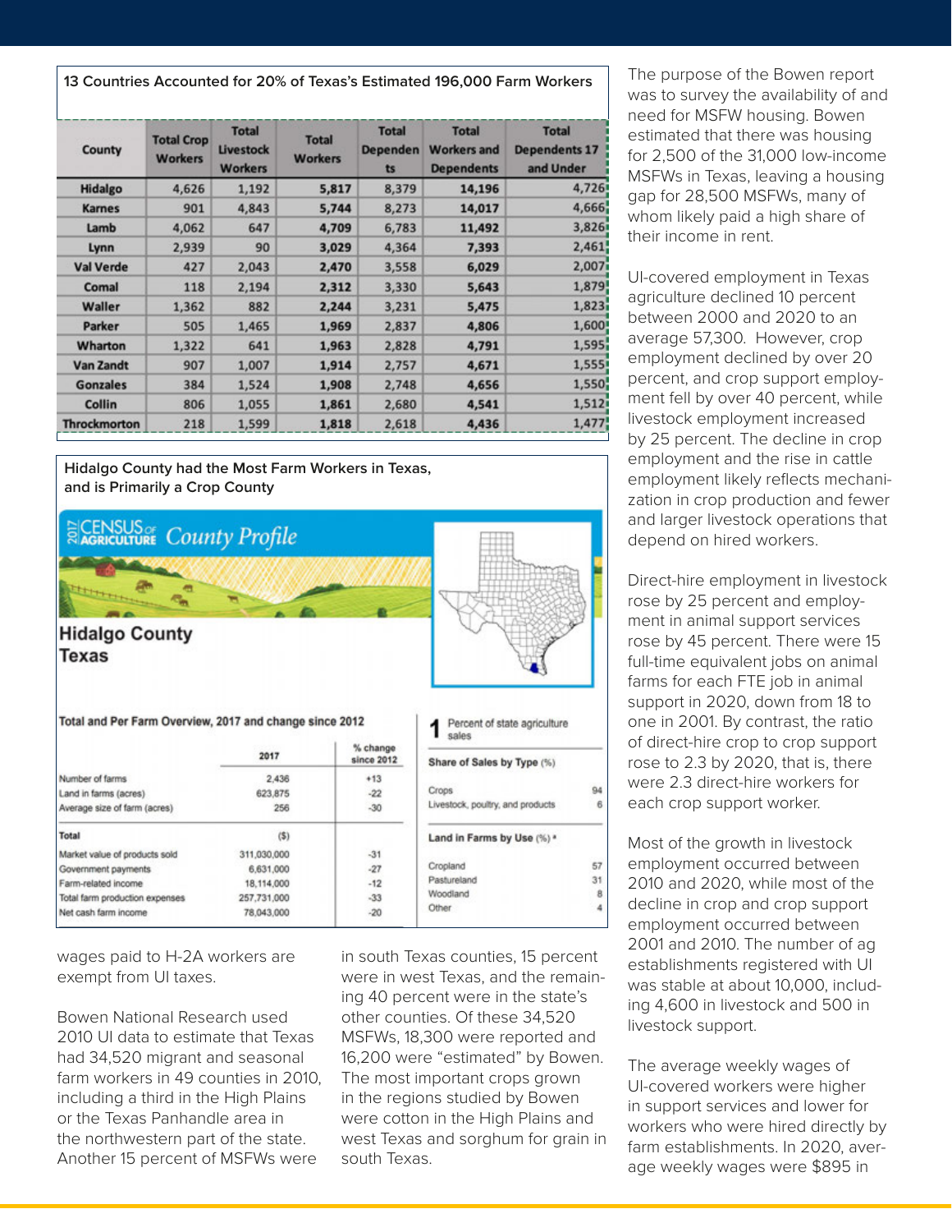**13 Countries Accounted for 20% of Texas's Estimated 196,000 Farm Workers**

| County | Total Crop Workers | Total Livestock Workers | Total Workers | Total Dependents | Total Workers and Dependents | Total Dependents 17 and Under |
|---|---|---|---|---|---|---|
| Hidalgo | 4,626 | 1,192 | **5,817** | 8,379 | **14,196** | 4,726 |
| Karnes | 901 | 4,843 | **5,744** | 8,273 | **14,017** | 4,666 |
| Lamb | 4,062 | 647 | **4,709** | 6,783 | **11,492** | 3,826 |
| Lynn | 2,939 | 90 | **3,029** | 4,364 | **7,393** | 2,461 |
| Val Verde | 427 | 2,043 | **2,470** | 3,558 | **6,029** | 2,007 |
| Comal | 118 | 2,194 | **2,312** | 3,330 | **5,643** | 1,879 |
| Waller | 1,362 | 882 | **2,244** | 3,231 | **5,475** | 1,823 |
| Parker | 505 | 1,465 | **1,969** | 2,837 | **4,806** | 1,600 |
| Wharton | 1,322 | 641 | **1,963** | 2,828 | **4,791** | 1,595 |
| Van Zandt | 907 | 1,007 | **1,914** | 2,757 | **4,671** | 1,555 |
| Gonzales | 384 | 1,524 | **1,908** | 2,748 | **4,656** | 1,550 |
| Collin | 806 | 1,055 | **1,861** | 2,680 | **4,541** | 1,512 |
| Throckmorton | 218 | 1,599 | **1,818** | 2,618 | **4,436** | 1,477 |

**Hidalgo County had the Most Farm Workers in Texas, and is Primarily a Crop County**

2017 CENSUS OF AGRICULTURE *County Profile*

**Hidalgo County Texas**

Total and Per Farm Overview, 2017 and change since 2012

| | 2017 | % change since 2012 |
|---|---|---|
| Number of farms | 2,436 | +13 |
| Land in farms (acres) | 623,875 | -22 |
| Average size of farm (acres) | 256 | -30 |
| **Total** | ($) | |
| Market value of products sold | 311,030,000 | -31 |
| Government payments | 6,631,000 | -27 |
| Farm-related income | 18,114,000 | -12 |
| Total farm production expenses | 257,731,000 | -33 |
| Net cash farm income | 78,043,000 | -20 |

**1** Percent of state agriculture sales

| Share of Sales by Type (%) | |
|---|---|
| Crops | 94 |
| Livestock, poultry, and products | 6 |

| Land in Farms by Use (%) ª | |
|---|---|
| Cropland | 57 |
| Pastureland | 31 |
| Woodland | 8 |
| Other | 4 |

wages paid to H-2A workers are exempt from UI taxes.

Bowen National Research used 2010 UI data to estimate that Texas had 34,520 migrant and seasonal farm workers in 49 counties in 2010, including a third in the High Plains or the Texas Panhandle area in the northwestern part of the state. Another 15 percent of MSFWs were in south Texas counties, 15 percent were in west Texas, and the remaining 40 percent were in the state's other counties. Of these 34,520 MSFWs, 18,300 were reported and 16,200 were "estimated" by Bowen. The most important crops grown in the regions studied by Bowen were cotton in the High Plains and west Texas and sorghum for grain in south Texas.

The purpose of the Bowen report was to survey the availability of and need for MSFW housing. Bowen estimated that there was housing for 2,500 of the 31,000 low-income MSFWs in Texas, leaving a housing gap for 28,500 MSFWs, many of whom likely paid a high share of their income in rent.

UI-covered employment in Texas agriculture declined 10 percent between 2000 and 2020 to an average 57,300. However, crop employment declined by over 20 percent, and crop support employment fell by over 40 percent, while livestock employment increased by 25 percent. The decline in crop employment and the rise in cattle employment likely reflects mechanization in crop production and fewer and larger livestock operations that depend on hired workers.

Direct-hire employment in livestock rose by 25 percent and employment in animal support services rose by 45 percent. There were 15 full-time equivalent jobs on animal farms for each FTE job in animal support in 2020, down from 18 to one in 2001. By contrast, the ratio of direct-hire crop to crop support rose to 2.3 by 2020, that is, there were 2.3 direct-hire workers for each crop support worker.

Most of the growth in livestock employment occurred between 2010 and 2020, while most of the decline in crop and crop support employment occurred between 2001 and 2010. The number of ag establishments registered with UI was stable at about 10,000, including 4,600 in livestock and 500 in livestock support.

The average weekly wages of UI-covered workers were higher in support services and lower for workers who were hired directly by farm establishments. In 2020, average weekly wages were $895 in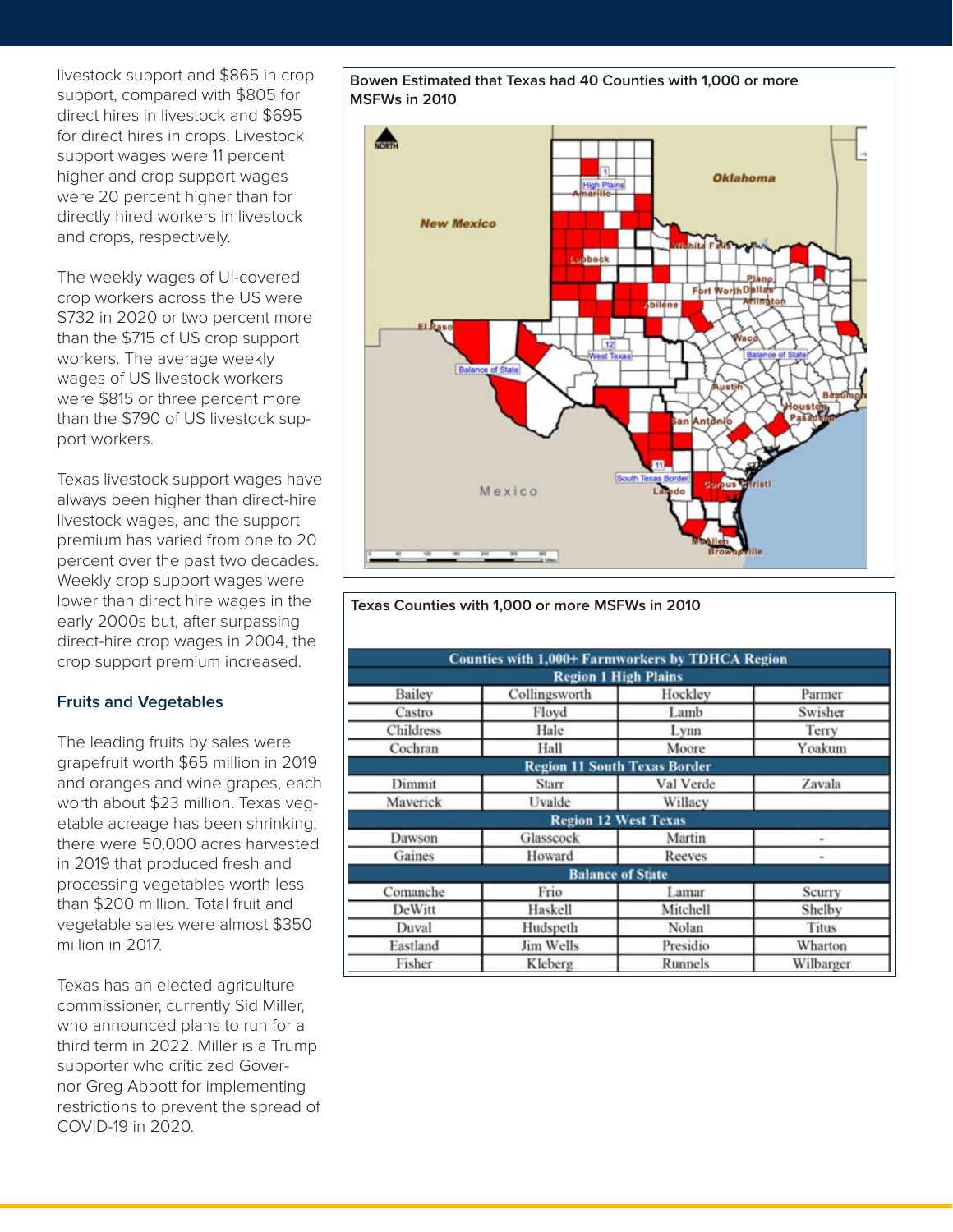livestock support and $865 in crop support, compared with $805 for direct hires in livestock and $695 for direct hires in crops. Livestock support wages were 11 percent higher and crop support wages were 20 percent higher than for directly hired workers in livestock and crops, respectively.

The weekly wages of UI-covered crop workers across the US were $732 in 2020 or two percent more than the $715 of US crop support workers. The average weekly wages of US livestock workers were $815 or three percent more than the $790 of US livestock support workers.

Texas livestock support wages have always been higher than direct-hire livestock wages, and the support premium has varied from one to 20 percent over the past two decades. Weekly crop support wages were lower than direct hire wages in the early 2000s but, after surpassing direct-hire crop wages in 2004, the crop support premium increased.

### Fruits and Vegetables

The leading fruits by sales were grapefruit worth $65 million in 2019 and oranges and wine grapes, each worth about $23 million. Texas vegetable acreage has been shrinking; there were 50,000 acres harvested in 2019 that produced fresh and processing vegetables worth less than $200 million. Total fruit and vegetable sales were almost $350 million in 2017.

Texas has an elected agriculture commissioner, currently Sid Miller, who announced plans to run for a third term in 2022. Miller is a Trump supporter who criticized Governor Greg Abbott for implementing restrictions to prevent the spread of COVID-19 in 2020.

**Bowen Estimated that Texas had 40 Counties with 1,000 or more MSFWs in 2010**

**Texas Counties with 1,000 or more MSFWs in 2010**

| Counties with 1,000+ Farmworkers by TDHCA Region | | | |
|---|---|---|---|
| **Region 1 High Plains** | | | |
| Bailey | Collingsworth | Hockley | Parmer |
| Castro | Floyd | Lamb | Swisher |
| Childress | Hale | Lynn | Terry |
| Cochran | Hall | Moore | Yoakum |
| **Region 11 South Texas Border** | | | |
| Dimmit | Starr | Val Verde | Zavala |
| Maverick | Uvalde | Willacy | |
| **Region 12 West Texas** | | | |
| Dawson | Glasscock | Martin | - |
| Gaines | Howard | Reeves | - |
| **Balance of State** | | | |
| Comanche | Frio | Lamar | Scurry |
| DeWitt | Haskell | Mitchell | Shelby |
| Duval | Hudspeth | Nolan | Titus |
| Eastland | Jim Wells | Presidio | Wharton |
| Fisher | Kleberg | Runnels | Wilbarger |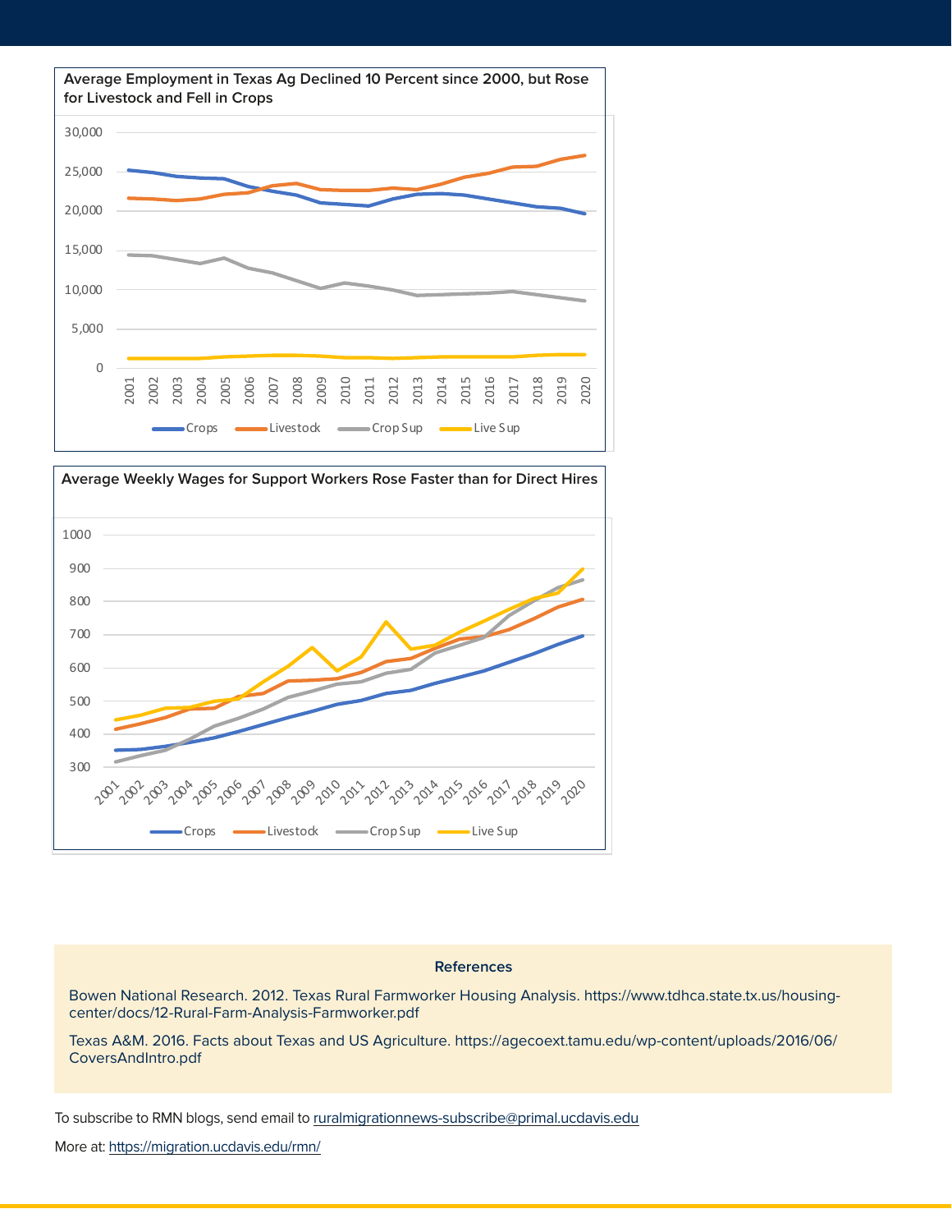**Average Employment in Texas Ag Declined 10 Percent since 2000, but Rose for Livestock and Fell in Crops**

30,000
25,000
20,000
15,000
10,000
5,000
0

2001 2002 2003 2004 2005 2006 2007 2008 2009 2010 2011 2012 2013 2014 2015 2016 2017 2018 2019 2020

Crops Livestock Crop Sup Live Sup

**Average Weekly Wages for Support Workers Rose Faster than for Direct Hires**

1000
900
800
700
600
500
400
300

2001 2002 2003 2004 2005 2006 2007 2008 2009 2010 2011 2012 2013 2014 2015 2016 2017 2018 2019 2020

Crops Livestock Crop Sup Live Sup

### References

Bowen National Research. 2012. Texas Rural Farmworker Housing Analysis. https://www.tdhca.state.tx.us/housing-center/docs/12-Rural-Farm-Analysis-Farmworker.pdf

Texas A&M. 2016. Facts about Texas and US Agriculture. https://agecoext.tamu.edu/wp-content/uploads/2016/06/CoversAndIntro.pdf

To subscribe to RMN blogs, send email to ruralmigrationnews-subscribe@primal.ucdavis.edu

More at: https://migration.ucdavis.edu/rmn/